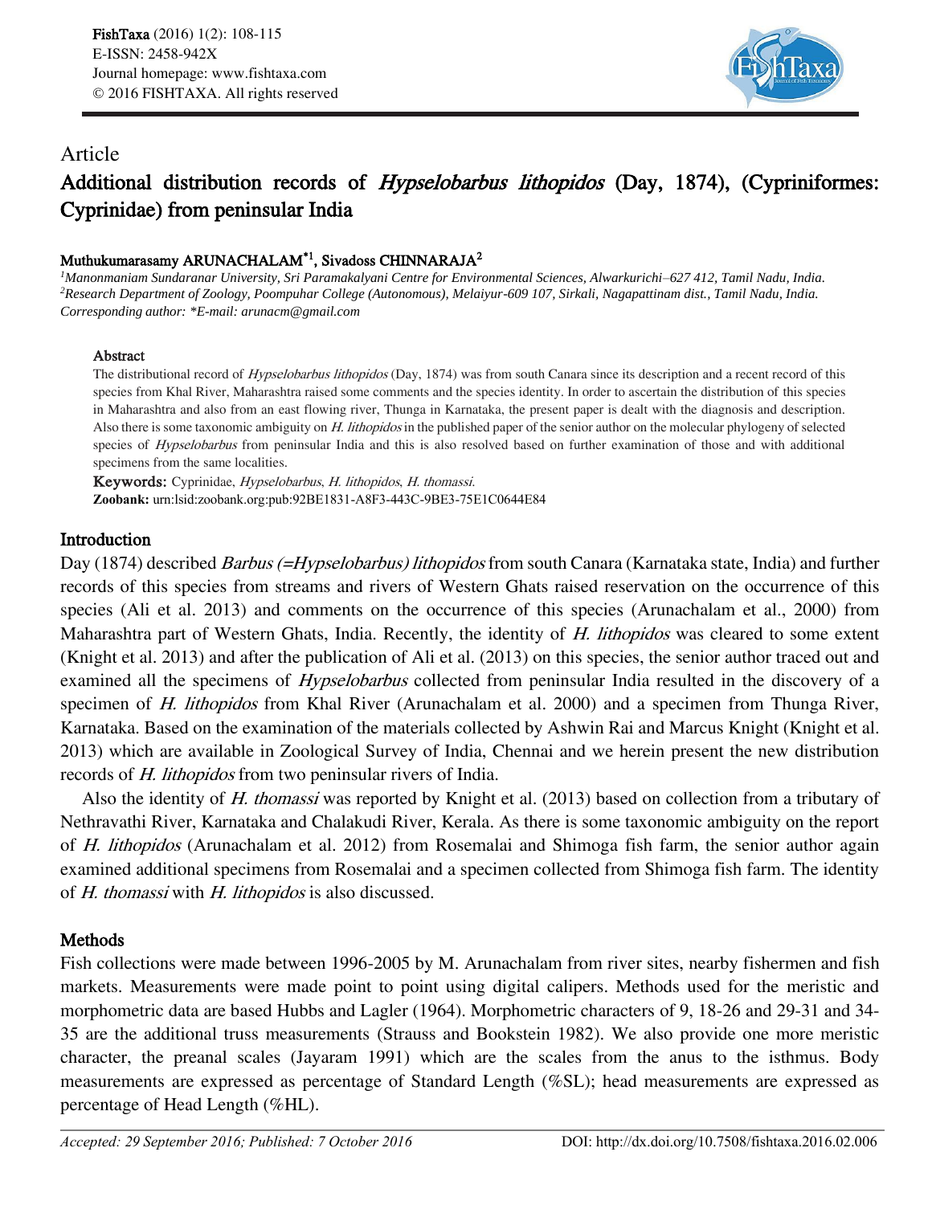Article

# Additional distribution records of *Hypselobarbus lithopidos* (Day, 1874), (Cypriniformes: Cyprinidae) from peninsular India

**Muthukumarasamy ARUNACHALAM*[1], Sivadoss CHINNARAJA[2]**

*[1]Manonmaniam Sundaranar University, Sri Paramakalyani Centre for Environmental Sciences, Alwarkurichi–627 412, Tamil Nadu, India.*
*[2]Research Department of Zoology, Poompuhar College (Autonomous), Melaiyur-609 107, Sirkali, Nagapattinam dist., Tamil Nadu, India.*
*Corresponding author: \*E-mail: arunacm@gmail.com*

## Abstract

The distributional record of *Hypselobarbus lithopidos* (Day, 1874) was from south Canara since its description and a recent record of this species from Khal River, Maharashtra raised some comments and the species identity. In order to ascertain the distribution of this species in Maharashtra and also from an east flowing river, Thunga in Karnataka, the present paper is dealt with the diagnosis and description. Also there is some taxonomic ambiguity on *H. lithopidos* in the published paper of the senior author on the molecular phylogeny of selected species of *Hypselobarbus* from peninsular India and this is also resolved based on further examination of those and with additional specimens from the same localities.

**Keywords:** Cyprinidae, *Hypselobarbus*, *H. lithopidos*, *H. thomassi*.

**Zoobank:** urn:lsid:zoobank.org:pub:92BE1831-A8F3-443C-9BE3-75E1C0644E84

## Introduction

Day (1874) described *Barbus (=Hypselobarbus) lithopidos* from south Canara (Karnataka state, India) and further records of this species from streams and rivers of Western Ghats raised reservation on the occurrence of this species (Ali et al. 2013) and comments on the occurrence of this species (Arunachalam et al., 2000) from Maharashtra part of Western Ghats, India. Recently, the identity of *H. lithopidos* was cleared to some extent (Knight et al. 2013) and after the publication of Ali et al. (2013) on this species, the senior author traced out and examined all the specimens of *Hypselobarbus* collected from peninsular India resulted in the discovery of a specimen of *H. lithopidos* from Khal River (Arunachalam et al. 2000) and a specimen from Thunga River, Karnataka. Based on the examination of the materials collected by Ashwin Rai and Marcus Knight (Knight et al. 2013) which are available in Zoological Survey of India, Chennai and we herein present the new distribution records of *H. lithopidos* from two peninsular rivers of India.

Also the identity of *H. thomassi* was reported by Knight et al. (2013) based on collection from a tributary of Nethravathi River, Karnataka and Chalakudi River, Kerala. As there is some taxonomic ambiguity on the report of *H. lithopidos* (Arunachalam et al. 2012) from Rosemalai and Shimoga fish farm, the senior author again examined additional specimens from Rosemalai and a specimen collected from Shimoga fish farm. The identity of *H. thomassi* with *H. lithopidos* is also discussed.

## Methods

Fish collections were made between 1996-2005 by M. Arunachalam from river sites, nearby fishermen and fish markets. Measurements were made point to point using digital calipers. Methods used for the meristic and morphometric data are based Hubbs and Lagler (1964). Morphometric characters of 9, 18-26 and 29-31 and 34-35 are the additional truss measurements (Strauss and Bookstein 1982). We also provide one more meristic character, the preanal scales (Jayaram 1991) which are the scales from the anus to the isthmus. Body measurements are expressed as percentage of Standard Length (%SL); head measurements are expressed as percentage of Head Length (%HL).

*Accepted: 29 September 2016; Published: 7 October 2016*

DOI: http://dx.doi.org/10.7508/fishtaxa.2016.02.006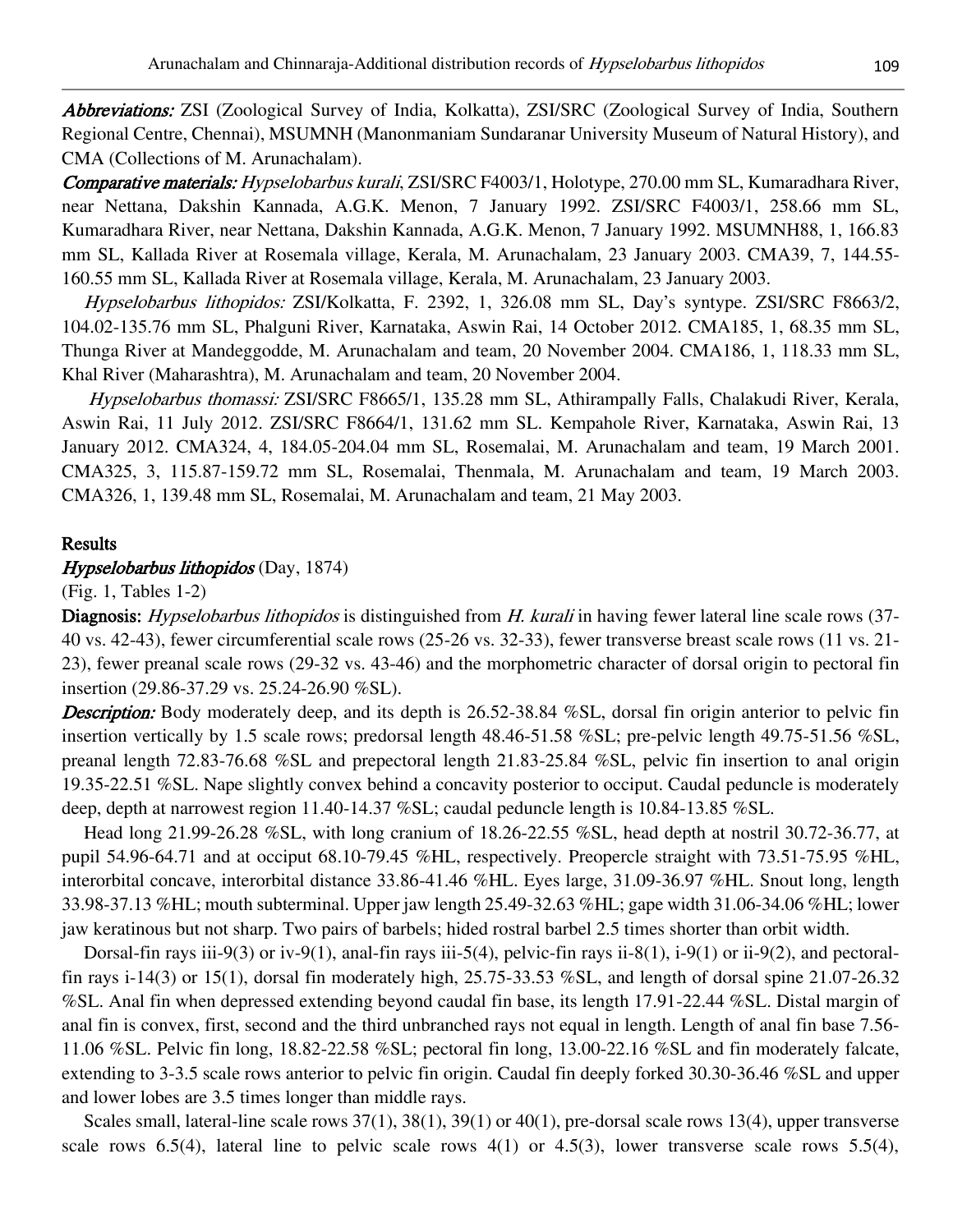***Abbreviations:*** ZSI (Zoological Survey of India, Kolkatta), ZSI/SRC (Zoological Survey of India, Southern Regional Centre, Chennai), MSUMNH (Manonmaniam Sundaranar University Museum of Natural History), and CMA (Collections of M. Arunachalam).

***Comparative materials:*** *Hypselobarbus kurali*, ZSI/SRC F4003/1, Holotype, 270.00 mm SL, Kumaradhara River, near Nettana, Dakshin Kannada, A.G.K. Menon, 7 January 1992. ZSI/SRC F4003/1, 258.66 mm SL, Kumaradhara River, near Nettana, Dakshin Kannada, A.G.K. Menon, 7 January 1992. MSUMNH88, 1, 166.83 mm SL, Kallada River at Rosemala village, Kerala, M. Arunachalam, 23 January 2003. CMA39, 7, 144.55-160.55 mm SL, Kallada River at Rosemala village, Kerala, M. Arunachalam, 23 January 2003.

*Hypselobarbus lithopidos:* ZSI/Kolkatta, F. 2392, 1, 326.08 mm SL, Day's syntype. ZSI/SRC F8663/2, 104.02-135.76 mm SL, Phalguni River, Karnataka, Aswin Rai, 14 October 2012. CMA185, 1, 68.35 mm SL, Thunga River at Mandeggodde, M. Arunachalam and team, 20 November 2004. CMA186, 1, 118.33 mm SL, Khal River (Maharashtra), M. Arunachalam and team, 20 November 2004.

*Hypselobarbus thomassi:* ZSI/SRC F8665/1, 135.28 mm SL, Athirampally Falls, Chalakudi River, Kerala, Aswin Rai, 11 July 2012. ZSI/SRC F8664/1, 131.62 mm SL. Kempahole River, Karnataka, Aswin Rai, 13 January 2012. CMA324, 4, 184.05-204.04 mm SL, Rosemalai, M. Arunachalam and team, 19 March 2001. CMA325, 3, 115.87-159.72 mm SL, Rosemalai, Thenmala, M. Arunachalam and team, 19 March 2003. CMA326, 1, 139.48 mm SL, Rosemalai, M. Arunachalam and team, 21 May 2003.

## Results

### *Hypselobarbus lithopidos* (Day, 1874)

(Fig. 1, Tables 1-2)

**Diagnosis:** *Hypselobarbus lithopidos* is distinguished from *H. kurali* in having fewer lateral line scale rows (37-40 vs. 42-43), fewer circumferential scale rows (25-26 vs. 32-33), fewer transverse breast scale rows (11 vs. 21-23), fewer preanal scale rows (29-32 vs. 43-46) and the morphometric character of dorsal origin to pectoral fin insertion (29.86-37.29 vs. 25.24-26.90 %SL).

***Description:*** Body moderately deep, and its depth is 26.52-38.84 %SL, dorsal fin origin anterior to pelvic fin insertion vertically by 1.5 scale rows; predorsal length 48.46-51.58 %SL; pre-pelvic length 49.75-51.56 %SL, preanal length 72.83-76.68 %SL and prepectoral length 21.83-25.84 %SL, pelvic fin insertion to anal origin 19.35-22.51 %SL. Nape slightly convex behind a concavity posterior to occiput. Caudal peduncle is moderately deep, depth at narrowest region 11.40-14.37 %SL; caudal peduncle length is 10.84-13.85 %SL.

Head long 21.99-26.28 %SL, with long cranium of 18.26-22.55 %SL, head depth at nostril 30.72-36.77, at pupil 54.96-64.71 and at occiput 68.10-79.45 %HL, respectively. Preopercle straight with 73.51-75.95 %HL, interorbital concave, interorbital distance 33.86-41.46 %HL. Eyes large, 31.09-36.97 %HL. Snout long, length 33.98-37.13 %HL; mouth subterminal. Upper jaw length 25.49-32.63 %HL; gape width 31.06-34.06 %HL; lower jaw keratinous but not sharp. Two pairs of barbels; hided rostral barbel 2.5 times shorter than orbit width.

Dorsal-fin rays iii-9(3) or iv-9(1), anal-fin rays iii-5(4), pelvic-fin rays ii-8(1), i-9(1) or ii-9(2), and pectoral-fin rays i-14(3) or 15(1), dorsal fin moderately high, 25.75-33.53 %SL, and length of dorsal spine 21.07-26.32 %SL. Anal fin when depressed extending beyond caudal fin base, its length 17.91-22.44 %SL. Distal margin of anal fin is convex, first, second and the third unbranched rays not equal in length. Length of anal fin base 7.56-11.06 %SL. Pelvic fin long, 18.82-22.58 %SL; pectoral fin long, 13.00-22.16 %SL and fin moderately falcate, extending to 3-3.5 scale rows anterior to pelvic fin origin. Caudal fin deeply forked 30.30-36.46 %SL and upper and lower lobes are 3.5 times longer than middle rays.

Scales small, lateral-line scale rows 37(1), 38(1), 39(1) or 40(1), pre-dorsal scale rows 13(4), upper transverse scale rows 6.5(4), lateral line to pelvic scale rows 4(1) or 4.5(3), lower transverse scale rows 5.5(4),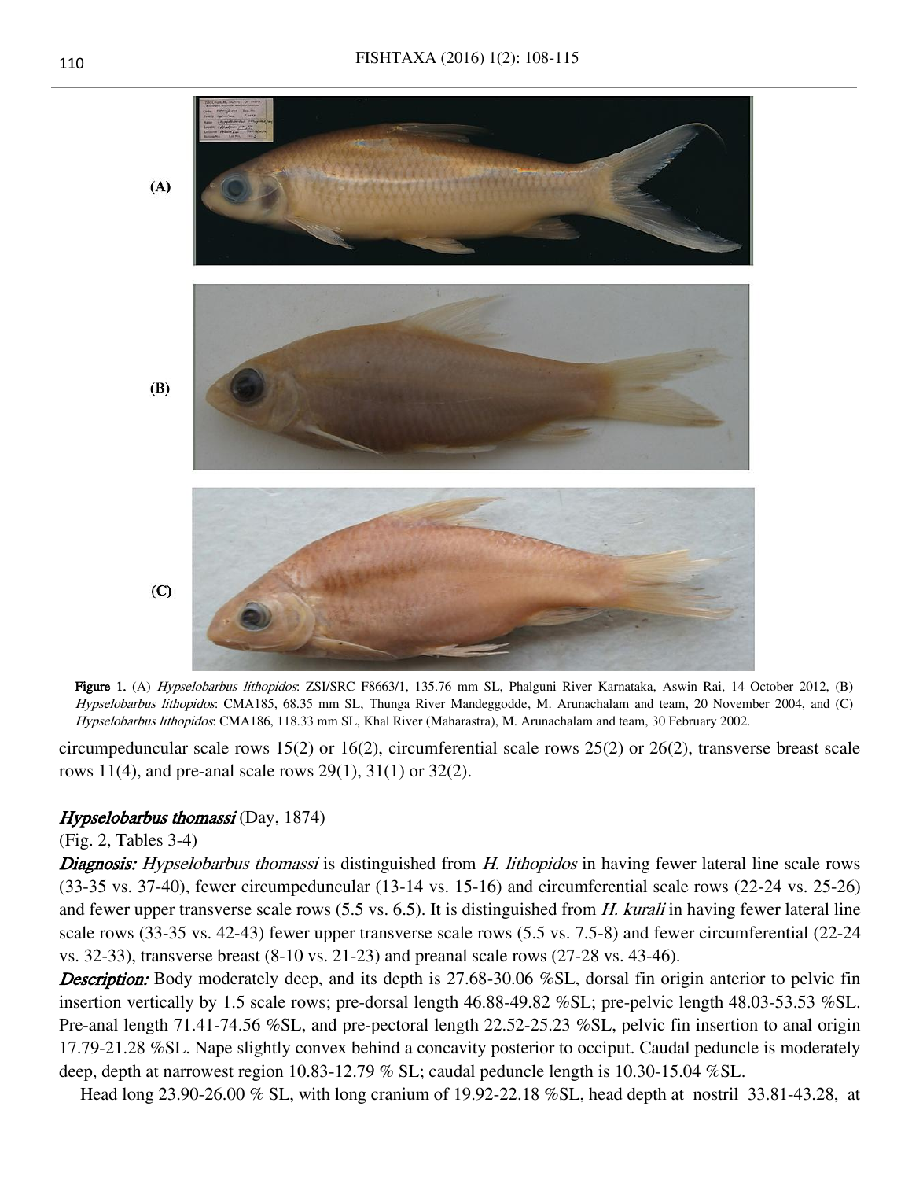(A)

(B)

(C)

**Figure 1.** (A) *Hypselobarbus lithopidos*: ZSI/SRC F8663/1, 135.76 mm SL, Phalguni River Karnataka, Aswin Rai, 14 October 2012, (B) *Hypselobarbus lithopidos*: CMA185, 68.35 mm SL, Thunga River Mandeggodde, M. Arunachalam and team, 20 November 2004, and (C) *Hypselobarbus lithopidos*: CMA186, 118.33 mm SL, Khal River (Maharastra), M. Arunachalam and team, 30 February 2002.

circumpeduncular scale rows 15(2) or 16(2), circumferential scale rows 25(2) or 26(2), transverse breast scale rows 11(4), and pre-anal scale rows 29(1), 31(1) or 32(2).

### *Hypselobarbus thomassi* (Day, 1874)

(Fig. 2, Tables 3-4)

***Diagnosis:*** *Hypselobarbus thomassi* is distinguished from *H. lithopidos* in having fewer lateral line scale rows (33-35 vs. 37-40), fewer circumpeduncular (13-14 vs. 15-16) and circumferential scale rows (22-24 vs. 25-26) and fewer upper transverse scale rows (5.5 vs. 6.5). It is distinguished from *H. kurali* in having fewer lateral line scale rows (33-35 vs. 42-43) fewer upper transverse scale rows (5.5 vs. 7.5-8) and fewer circumferential (22-24 vs. 32-33), transverse breast (8-10 vs. 21-23) and preanal scale rows (27-28 vs. 43-46).

***Description:*** Body moderately deep, and its depth is 27.68-30.06 %SL, dorsal fin origin anterior to pelvic fin insertion vertically by 1.5 scale rows; pre-dorsal length 46.88-49.82 %SL; pre-pelvic length 48.03-53.53 %SL. Pre-anal length 71.41-74.56 %SL, and pre-pectoral length 22.52-25.23 %SL, pelvic fin insertion to anal origin 17.79-21.28 %SL. Nape slightly convex behind a concavity posterior to occiput. Caudal peduncle is moderately deep, depth at narrowest region 10.83-12.79 % SL; caudal peduncle length is 10.30-15.04 %SL.

Head long 23.90-26.00 % SL, with long cranium of 19.92-22.18 %SL, head depth at nostril 33.81-43.28, at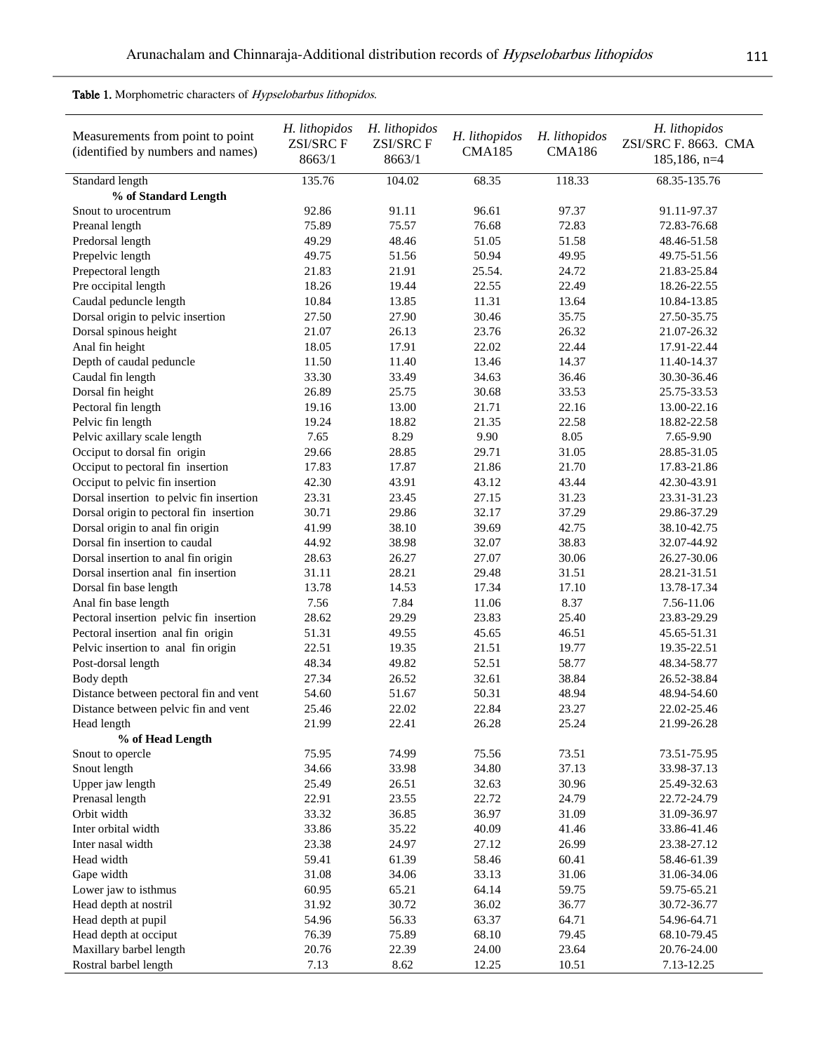**Table 1.** Morphometric characters of *Hypselobarbus lithopidos*.

| Measurements from point to point (identified by numbers and names) | *H. lithopidos* ZSI/SRC F 8663/1 | *H. lithopidos* ZSI/SRC F 8663/1 | *H. lithopidos* CMA185 | *H. lithopidos* CMA186 | *H. lithopidos* ZSI/SRC F. 8663. CMA 185,186, n=4 |
|---|---|---|---|---|---|
| Standard length | 135.76 | 104.02 | 68.35 | 118.33 | 68.35-135.76 |
| **% of Standard Length** | | | | | |
| Snout to urocentrum | 92.86 | 91.11 | 96.61 | 97.37 | 91.11-97.37 |
| Preanal length | 75.89 | 75.57 | 76.68 | 72.83 | 72.83-76.68 |
| Predorsal length | 49.29 | 48.46 | 51.05 | 51.58 | 48.46-51.58 |
| Prepelvic length | 49.75 | 51.56 | 50.94 | 49.95 | 49.75-51.56 |
| Prepectoral length | 21.83 | 21.91 | 25.54. | 24.72 | 21.83-25.84 |
| Pre occipital length | 18.26 | 19.44 | 22.55 | 22.49 | 18.26-22.55 |
| Caudal peduncle length | 10.84 | 13.85 | 11.31 | 13.64 | 10.84-13.85 |
| Dorsal origin to pelvic insertion | 27.50 | 27.90 | 30.46 | 35.75 | 27.50-35.75 |
| Dorsal spinous height | 21.07 | 26.13 | 23.76 | 26.32 | 21.07-26.32 |
| Anal fin height | 18.05 | 17.91 | 22.02 | 22.44 | 17.91-22.44 |
| Depth of caudal peduncle | 11.50 | 11.40 | 13.46 | 14.37 | 11.40-14.37 |
| Caudal fin length | 33.30 | 33.49 | 34.63 | 36.46 | 30.30-36.46 |
| Dorsal fin height | 26.89 | 25.75 | 30.68 | 33.53 | 25.75-33.53 |
| Pectoral fin length | 19.16 | 13.00 | 21.71 | 22.16 | 13.00-22.16 |
| Pelvic fin length | 19.24 | 18.82 | 21.35 | 22.58 | 18.82-22.58 |
| Pelvic axillary scale length | 7.65 | 8.29 | 9.90 | 8.05 | 7.65-9.90 |
| Occiput to dorsal fin origin | 29.66 | 28.85 | 29.71 | 31.05 | 28.85-31.05 |
| Occiput to pectoral fin insertion | 17.83 | 17.87 | 21.86 | 21.70 | 17.83-21.86 |
| Occiput to pelvic fin insertion | 42.30 | 43.91 | 43.12 | 43.44 | 42.30-43.91 |
| Dorsal insertion to pelvic fin insertion | 23.31 | 23.45 | 27.15 | 31.23 | 23.31-31.23 |
| Dorsal origin to pectoral fin insertion | 30.71 | 29.86 | 32.17 | 37.29 | 29.86-37.29 |
| Dorsal origin to anal fin origin | 41.99 | 38.10 | 39.69 | 42.75 | 38.10-42.75 |
| Dorsal fin insertion to caudal | 44.92 | 38.98 | 32.07 | 38.83 | 32.07-44.92 |
| Dorsal insertion to anal fin origin | 28.63 | 26.27 | 27.07 | 30.06 | 26.27-30.06 |
| Dorsal insertion anal fin insertion | 31.11 | 28.21 | 29.48 | 31.51 | 28.21-31.51 |
| Dorsal fin base length | 13.78 | 14.53 | 17.34 | 17.10 | 13.78-17.34 |
| Anal fin base length | 7.56 | 7.84 | 11.06 | 8.37 | 7.56-11.06 |
| Pectoral insertion pelvic fin insertion | 28.62 | 29.29 | 23.83 | 25.40 | 23.83-29.29 |
| Pectoral insertion anal fin origin | 51.31 | 49.55 | 45.65 | 46.51 | 45.65-51.31 |
| Pelvic insertion to anal fin origin | 22.51 | 19.35 | 21.51 | 19.77 | 19.35-22.51 |
| Post-dorsal length | 48.34 | 49.82 | 52.51 | 58.77 | 48.34-58.77 |
| Body depth | 27.34 | 26.52 | 32.61 | 38.84 | 26.52-38.84 |
| Distance between pectoral fin and vent | 54.60 | 51.67 | 50.31 | 48.94 | 48.94-54.60 |
| Distance between pelvic fin and vent | 25.46 | 22.02 | 22.84 | 23.27 | 22.02-25.46 |
| Head length | 21.99 | 22.41 | 26.28 | 25.24 | 21.99-26.28 |
| **% of Head Length** | | | | | |
| Snout to opercle | 75.95 | 74.99 | 75.56 | 73.51 | 73.51-75.95 |
| Snout length | 34.66 | 33.98 | 34.80 | 37.13 | 33.98-37.13 |
| Upper jaw length | 25.49 | 26.51 | 32.63 | 30.96 | 25.49-32.63 |
| Prenasal length | 22.91 | 23.55 | 22.72 | 24.79 | 22.72-24.79 |
| Orbit width | 33.32 | 36.85 | 36.97 | 31.09 | 31.09-36.97 |
| Inter orbital width | 33.86 | 35.22 | 40.09 | 41.46 | 33.86-41.46 |
| Inter nasal width | 23.38 | 24.97 | 27.12 | 26.99 | 23.38-27.12 |
| Head width | 59.41 | 61.39 | 58.46 | 60.41 | 58.46-61.39 |
| Gape width | 31.08 | 34.06 | 33.13 | 31.06 | 31.06-34.06 |
| Lower jaw to isthmus | 60.95 | 65.21 | 64.14 | 59.75 | 59.75-65.21 |
| Head depth at nostril | 31.92 | 30.72 | 36.02 | 36.77 | 30.72-36.77 |
| Head depth at pupil | 54.96 | 56.33 | 63.37 | 64.71 | 54.96-64.71 |
| Head depth at occiput | 76.39 | 75.89 | 68.10 | 79.45 | 68.10-79.45 |
| Maxillary barbel length | 20.76 | 22.39 | 24.00 | 23.64 | 20.76-24.00 |
| Rostral barbel length | 7.13 | 8.62 | 12.25 | 10.51 | 7.13-12.25 |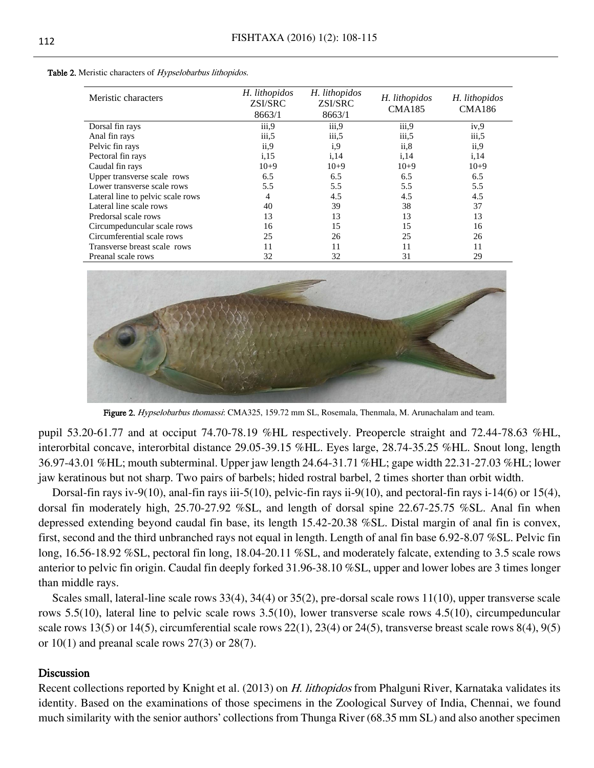**Table 2.** Meristic characters of *Hypselobarbus lithopidos*.

| Meristic characters | *H. lithopidos* ZSI/SRC 8663/1 | *H. lithopidos* ZSI/SRC 8663/1 | *H. lithopidos* CMA185 | *H. lithopidos* CMA186 |
|---|---|---|---|---|
| Dorsal fin rays | iii,9 | iii,9 | iii,9 | iv,9 |
| Anal fin rays | iii,5 | iii,5 | iii,5 | iii,5 |
| Pelvic fin rays | ii,9 | i,9 | ii,8 | ii,9 |
| Pectoral fin rays | i,15 | i,14 | i,14 | i,14 |
| Caudal fin rays | 10+9 | 10+9 | 10+9 | 10+9 |
| Upper transverse scale rows | 6.5 | 6.5 | 6.5 | 6.5 |
| Lower transverse scale rows | 5.5 | 5.5 | 5.5 | 5.5 |
| Lateral line to pelvic scale rows | 4 | 4.5 | 4.5 | 4.5 |
| Lateral line scale rows | 40 | 39 | 38 | 37 |
| Predorsal scale rows | 13 | 13 | 13 | 13 |
| Circumpeduncular scale rows | 16 | 15 | 15 | 16 |
| Circumferential scale rows | 25 | 26 | 25 | 26 |
| Transverse breast scale rows | 11 | 11 | 11 | 11 |
| Preanal scale rows | 32 | 32 | 31 | 29 |

**Figure 2.** *Hypselobarbus thomassi*: CMA325, 159.72 mm SL, Rosemala, Thenmala, M. Arunachalam and team.

pupil 53.20-61.77 and at occiput 74.70-78.19 %HL respectively. Preopercle straight and 72.44-78.63 %HL, interorbital concave, interorbital distance 29.05-39.15 %HL. Eyes large, 28.74-35.25 %HL. Snout long, length 36.97-43.01 %HL; mouth subterminal. Upper jaw length 24.64-31.71 %HL; gape width 22.31-27.03 %HL; lower jaw keratinous but not sharp. Two pairs of barbels; hided rostral barbel, 2 times shorter than orbit width.

Dorsal-fin rays iv-9(10), anal-fin rays iii-5(10), pelvic-fin rays ii-9(10), and pectoral-fin rays i-14(6) or 15(4), dorsal fin moderately high, 25.70-27.92 %SL, and length of dorsal spine 22.67-25.75 %SL. Anal fin when depressed extending beyond caudal fin base, its length 15.42-20.38 %SL. Distal margin of anal fin is convex, first, second and the third unbranched rays not equal in length. Length of anal fin base 6.92-8.07 %SL. Pelvic fin long, 16.56-18.92 %SL, pectoral fin long, 18.04-20.11 %SL, and moderately falcate, extending to 3.5 scale rows anterior to pelvic fin origin. Caudal fin deeply forked 31.96-38.10 %SL, upper and lower lobes are 3 times longer than middle rays.

Scales small, lateral-line scale rows 33(4), 34(4) or 35(2), pre-dorsal scale rows 11(10), upper transverse scale rows 5.5(10), lateral line to pelvic scale rows 3.5(10), lower transverse scale rows 4.5(10), circumpeduncular scale rows 13(5) or 14(5), circumferential scale rows 22(1), 23(4) or 24(5), transverse breast scale rows 8(4), 9(5) or 10(1) and preanal scale rows 27(3) or 28(7).

## Discussion

Recent collections reported by Knight et al. (2013) on *H. lithopidos* from Phalguni River, Karnataka validates its identity. Based on the examinations of those specimens in the Zoological Survey of India, Chennai, we found much similarity with the senior authors' collections from Thunga River (68.35 mm SL) and also another specimen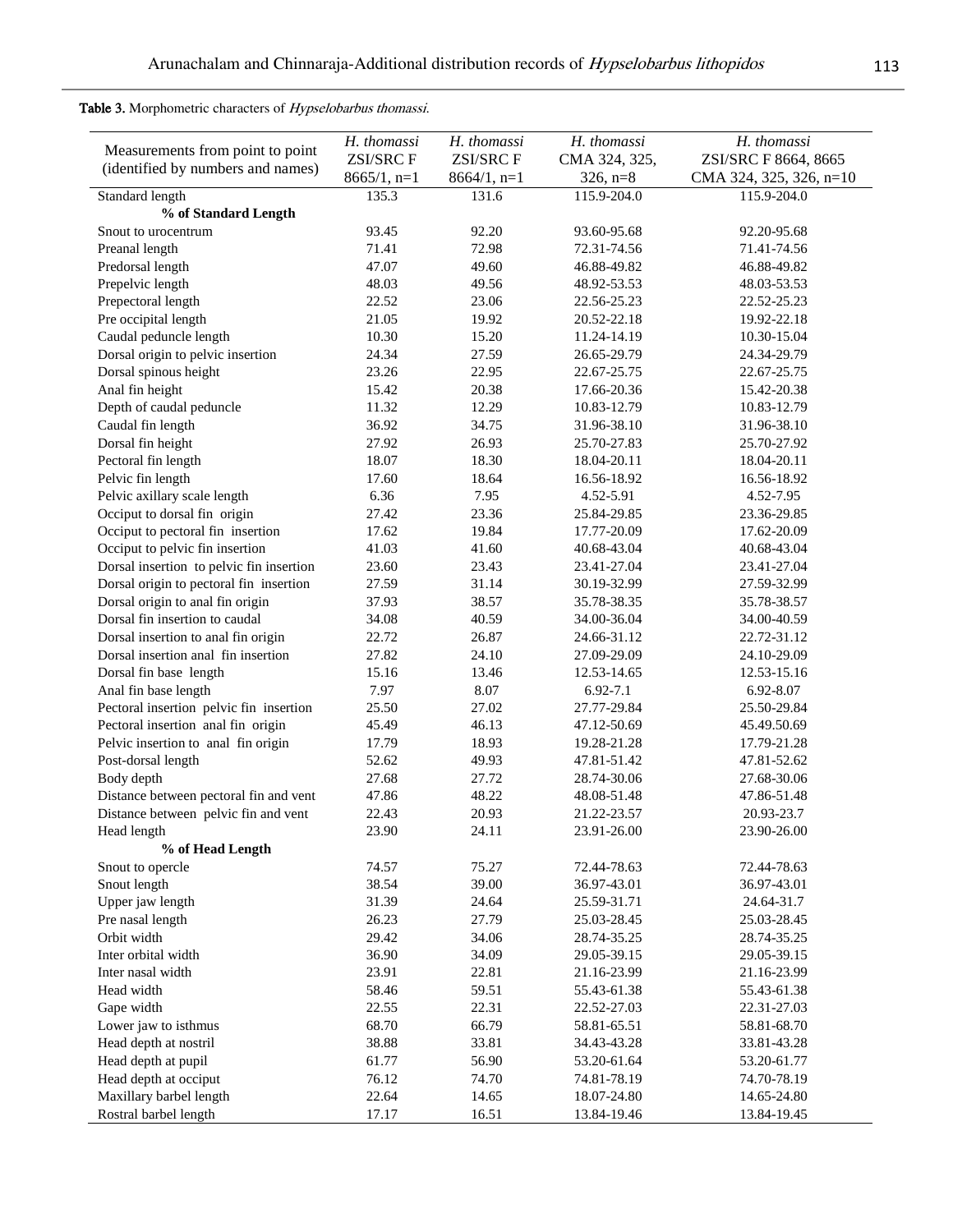**Table 3.** Morphometric characters of *Hypselobarbus thomassi*.

| Measurements from point to point (identified by numbers and names) | *H. thomassi* ZSI/SRC F 8665/1, n=1 | *H. thomassi* ZSI/SRC F 8664/1, n=1 | *H. thomassi* CMA 324, 325, 326, n=8 | *H. thomassi* ZSI/SRC F 8664, 8665 CMA 324, 325, 326, n=10 |
|---|---|---|---|---|
| Standard length | 135.3 | 131.6 | 115.9-204.0 | 115.9-204.0 |
| **% of Standard Length** | | | | |
| Snout to urocentrum | 93.45 | 92.20 | 93.60-95.68 | 92.20-95.68 |
| Preanal length | 71.41 | 72.98 | 72.31-74.56 | 71.41-74.56 |
| Predorsal length | 47.07 | 49.60 | 46.88-49.82 | 46.88-49.82 |
| Prepelvic length | 48.03 | 49.56 | 48.92-53.53 | 48.03-53.53 |
| Prepectoral length | 22.52 | 23.06 | 22.56-25.23 | 22.52-25.23 |
| Pre occipital length | 21.05 | 19.92 | 20.52-22.18 | 19.92-22.18 |
| Caudal peduncle length | 10.30 | 15.20 | 11.24-14.19 | 10.30-15.04 |
| Dorsal origin to pelvic insertion | 24.34 | 27.59 | 26.65-29.79 | 24.34-29.79 |
| Dorsal spinous height | 23.26 | 22.95 | 22.67-25.75 | 22.67-25.75 |
| Anal fin height | 15.42 | 20.38 | 17.66-20.36 | 15.42-20.38 |
| Depth of caudal peduncle | 11.32 | 12.29 | 10.83-12.79 | 10.83-12.79 |
| Caudal fin length | 36.92 | 34.75 | 31.96-38.10 | 31.96-38.10 |
| Dorsal fin height | 27.92 | 26.93 | 25.70-27.83 | 25.70-27.92 |
| Pectoral fin length | 18.07 | 18.30 | 18.04-20.11 | 18.04-20.11 |
| Pelvic fin length | 17.60 | 18.64 | 16.56-18.92 | 16.56-18.92 |
| Pelvic axillary scale length | 6.36 | 7.95 | 4.52-5.91 | 4.52-7.95 |
| Occiput to dorsal fin origin | 27.42 | 23.36 | 25.84-29.85 | 23.36-29.85 |
| Occiput to pectoral fin insertion | 17.62 | 19.84 | 17.77-20.09 | 17.62-20.09 |
| Occiput to pelvic fin insertion | 41.03 | 41.60 | 40.68-43.04 | 40.68-43.04 |
| Dorsal insertion to pelvic fin insertion | 23.60 | 23.43 | 23.41-27.04 | 23.41-27.04 |
| Dorsal origin to pectoral fin insertion | 27.59 | 31.14 | 30.19-32.99 | 27.59-32.99 |
| Dorsal origin to anal fin origin | 37.93 | 38.57 | 35.78-38.35 | 35.78-38.57 |
| Dorsal fin insertion to caudal | 34.08 | 40.59 | 34.00-36.04 | 34.00-40.59 |
| Dorsal insertion to anal fin origin | 22.72 | 26.87 | 24.66-31.12 | 22.72-31.12 |
| Dorsal insertion anal fin insertion | 27.82 | 24.10 | 27.09-29.09 | 24.10-29.09 |
| Dorsal fin base length | 15.16 | 13.46 | 12.53-14.65 | 12.53-15.16 |
| Anal fin base length | 7.97 | 8.07 | 6.92-7.1 | 6.92-8.07 |
| Pectoral insertion pelvic fin insertion | 25.50 | 27.02 | 27.77-29.84 | 25.50-29.84 |
| Pectoral insertion anal fin origin | 45.49 | 46.13 | 47.12-50.69 | 45.49.50.69 |
| Pelvic insertion to anal fin origin | 17.79 | 18.93 | 19.28-21.28 | 17.79-21.28 |
| Post-dorsal length | 52.62 | 49.93 | 47.81-51.42 | 47.81-52.62 |
| Body depth | 27.68 | 27.72 | 28.74-30.06 | 27.68-30.06 |
| Distance between pectoral fin and vent | 47.86 | 48.22 | 48.08-51.48 | 47.86-51.48 |
| Distance between pelvic fin and vent | 22.43 | 20.93 | 21.22-23.57 | 20.93-23.7 |
| Head length | 23.90 | 24.11 | 23.91-26.00 | 23.90-26.00 |
| **% of Head Length** | | | | |
| Snout to opercle | 74.57 | 75.27 | 72.44-78.63 | 72.44-78.63 |
| Snout length | 38.54 | 39.00 | 36.97-43.01 | 36.97-43.01 |
| Upper jaw length | 31.39 | 24.64 | 25.59-31.71 | 24.64-31.7 |
| Pre nasal length | 26.23 | 27.79 | 25.03-28.45 | 25.03-28.45 |
| Orbit width | 29.42 | 34.06 | 28.74-35.25 | 28.74-35.25 |
| Inter orbital width | 36.90 | 34.09 | 29.05-39.15 | 29.05-39.15 |
| Inter nasal width | 23.91 | 22.81 | 21.16-23.99 | 21.16-23.99 |
| Head width | 58.46 | 59.51 | 55.43-61.38 | 55.43-61.38 |
| Gape width | 22.55 | 22.31 | 22.52-27.03 | 22.31-27.03 |
| Lower jaw to isthmus | 68.70 | 66.79 | 58.81-65.51 | 58.81-68.70 |
| Head depth at nostril | 38.88 | 33.81 | 34.43-43.28 | 33.81-43.28 |
| Head depth at pupil | 61.77 | 56.90 | 53.20-61.64 | 53.20-61.77 |
| Head depth at occiput | 76.12 | 74.70 | 74.81-78.19 | 74.70-78.19 |
| Maxillary barbel length | 22.64 | 14.65 | 18.07-24.80 | 14.65-24.80 |
| Rostral barbel length | 17.17 | 16.51 | 13.84-19.46 | 13.84-19.45 |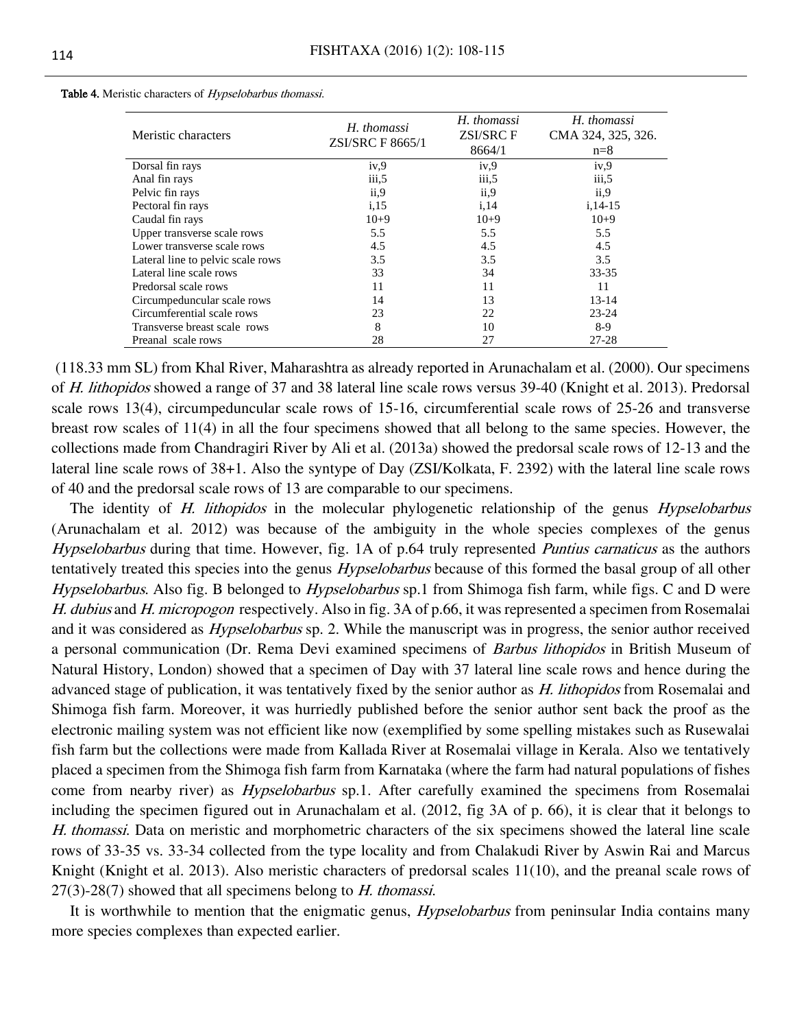**Table 4.** Meristic characters of *Hypselobarbus thomassi.*

| Meristic characters | *H. thomassi* ZSI/SRC F 8665/1 | *H. thomassi* ZSI/SRC F 8664/1 | *H. thomassi* CMA 324, 325, 326. n=8 |
|---|---|---|---|
| Dorsal fin rays | iv,9 | iv,9 | iv,9 |
| Anal fin rays | iii,5 | iii,5 | iii,5 |
| Pelvic fin rays | ii,9 | ii,9 | ii,9 |
| Pectoral fin rays | i,15 | i,14 | i,14-15 |
| Caudal fin rays | 10+9 | 10+9 | 10+9 |
| Upper transverse scale rows | 5.5 | 5.5 | 5.5 |
| Lower transverse scale rows | 4.5 | 4.5 | 4.5 |
| Lateral line to pelvic scale rows | 3.5 | 3.5 | 3.5 |
| Lateral line scale rows | 33 | 34 | 33-35 |
| Predorsal scale rows | 11 | 11 | 11 |
| Circumpeduncular scale rows | 14 | 13 | 13-14 |
| Circumferential scale rows | 23 | 22 | 23-24 |
| Transverse breast scale rows | 8 | 10 | 8-9 |
| Preanal scale rows | 28 | 27 | 27-28 |

(118.33 mm SL) from Khal River, Maharashtra as already reported in Arunachalam et al. (2000). Our specimens of *H. lithopidos* showed a range of 37 and 38 lateral line scale rows versus 39-40 (Knight et al. 2013). Predorsal scale rows 13(4), circumpeduncular scale rows of 15-16, circumferential scale rows of 25-26 and transverse breast row scales of 11(4) in all the four specimens showed that all belong to the same species. However, the collections made from Chandragiri River by Ali et al. (2013a) showed the predorsal scale rows of 12-13 and the lateral line scale rows of 38+1. Also the syntype of Day (ZSI/Kolkata, F. 2392) with the lateral line scale rows of 40 and the predorsal scale rows of 13 are comparable to our specimens.

The identity of *H. lithopidos* in the molecular phylogenetic relationship of the genus *Hypselobarbus* (Arunachalam et al. 2012) was because of the ambiguity in the whole species complexes of the genus *Hypselobarbus* during that time. However, fig. 1A of p.64 truly represented *Puntius carnaticus* as the authors tentatively treated this species into the genus *Hypselobarbus* because of this formed the basal group of all other *Hypselobarbus*. Also fig. B belonged to *Hypselobarbus* sp.1 from Shimoga fish farm, while figs. C and D were *H. dubius* and *H. micropogon* respectively. Also in fig. 3A of p.66, it was represented a specimen from Rosemalai and it was considered as *Hypselobarbus* sp. 2. While the manuscript was in progress, the senior author received a personal communication (Dr. Rema Devi examined specimens of *Barbus lithopidos* in British Museum of Natural History, London) showed that a specimen of Day with 37 lateral line scale rows and hence during the advanced stage of publication, it was tentatively fixed by the senior author as *H. lithopidos* from Rosemalai and Shimoga fish farm. Moreover, it was hurriedly published before the senior author sent back the proof as the electronic mailing system was not efficient like now (exemplified by some spelling mistakes such as Rusewalai fish farm but the collections were made from Kallada River at Rosemalai village in Kerala. Also we tentatively placed a specimen from the Shimoga fish farm from Karnataka (where the farm had natural populations of fishes come from nearby river) as *Hypselobarbus* sp.1. After carefully examined the specimens from Rosemalai including the specimen figured out in Arunachalam et al. (2012, fig 3A of p. 66), it is clear that it belongs to *H. thomassi*. Data on meristic and morphometric characters of the six specimens showed the lateral line scale rows of 33-35 vs. 33-34 collected from the type locality and from Chalakudi River by Aswin Rai and Marcus Knight (Knight et al. 2013). Also meristic characters of predorsal scales 11(10), and the preanal scale rows of 27(3)-28(7) showed that all specimens belong to *H. thomassi*.

It is worthwhile to mention that the enigmatic genus, *Hypselobarbus* from peninsular India contains many more species complexes than expected earlier.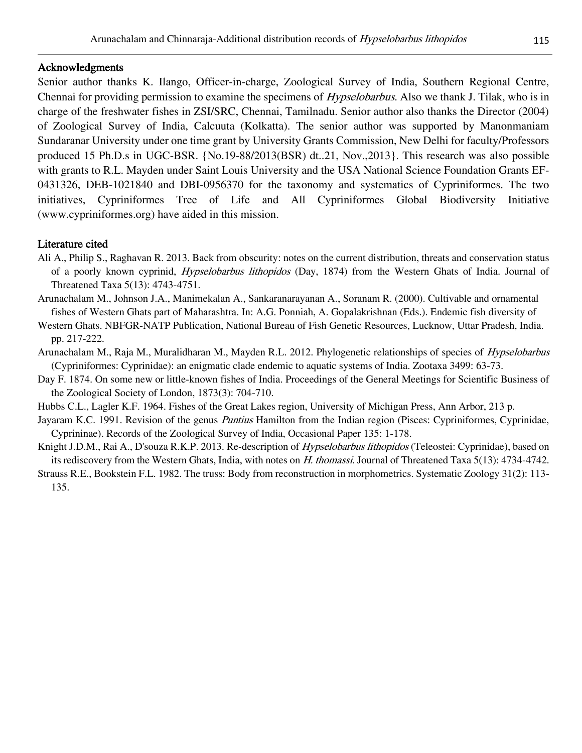## Acknowledgments

Senior author thanks K. Ilango, Officer-in-charge, Zoological Survey of India, Southern Regional Centre, Chennai for providing permission to examine the specimens of *Hypselobarbus*. Also we thank J. Tilak, who is in charge of the freshwater fishes in ZSI/SRC, Chennai, Tamilnadu. Senior author also thanks the Director (2004) of Zoological Survey of India, Calcuuta (Kolkatta). The senior author was supported by Manonmaniam Sundaranar University under one time grant by University Grants Commission, New Delhi for faculty/Professors produced 15 Ph.D.s in UGC-BSR. {No.19-88/2013(BSR) dt..21, Nov.,2013}. This research was also possible with grants to R.L. Mayden under Saint Louis University and the USA National Science Foundation Grants EF-0431326, DEB-1021840 and DBI-0956370 for the taxonomy and systematics of Cypriniformes. The two initiatives, Cypriniformes Tree of Life and All Cypriniformes Global Biodiversity Initiative (www.cypriniformes.org) have aided in this mission.

## Literature cited

Ali A., Philip S., Raghavan R. 2013. Back from obscurity: notes on the current distribution, threats and conservation status of a poorly known cyprinid, *Hypselobarbus lithopidos* (Day, 1874) from the Western Ghats of India. Journal of Threatened Taxa 5(13): 4743-4751.

Arunachalam M., Johnson J.A., Manimekalan A., Sankaranarayanan A., Soranam R. (2000). Cultivable and ornamental fishes of Western Ghats part of Maharashtra. In: A.G. Ponniah, A. Gopalakrishnan (Eds.). Endemic fish diversity of Western Ghats. NBFGR-NATP Publication, National Bureau of Fish Genetic Resources, Lucknow, Uttar Pradesh, India. pp. 217-222.

Arunachalam M., Raja M., Muralidharan M., Mayden R.L. 2012. Phylogenetic relationships of species of *Hypselobarbus* (Cypriniformes: Cyprinidae): an enigmatic clade endemic to aquatic systems of India. Zootaxa 3499: 63-73.

Day F. 1874. On some new or little-known fishes of India. Proceedings of the General Meetings for Scientific Business of the Zoological Society of London, 1873(3): 704-710.

Hubbs C.L., Lagler K.F. 1964. Fishes of the Great Lakes region, University of Michigan Press, Ann Arbor, 213 p.

Jayaram K.C. 1991. Revision of the genus *Puntius* Hamilton from the Indian region (Pisces: Cypriniformes, Cyprinidae, Cyprininae). Records of the Zoological Survey of India, Occasional Paper 135: 1-178.

Knight J.D.M., Rai A., D'souza R.K.P. 2013. Re-description of *Hypselobarbus lithopidos* (Teleostei: Cyprinidae), based on its rediscovery from the Western Ghats, India, with notes on *H. thomassi*. Journal of Threatened Taxa 5(13): 4734-4742.

Strauss R.E., Bookstein F.L. 1982. The truss: Body from reconstruction in morphometrics. Systematic Zoology 31(2): 113-135.